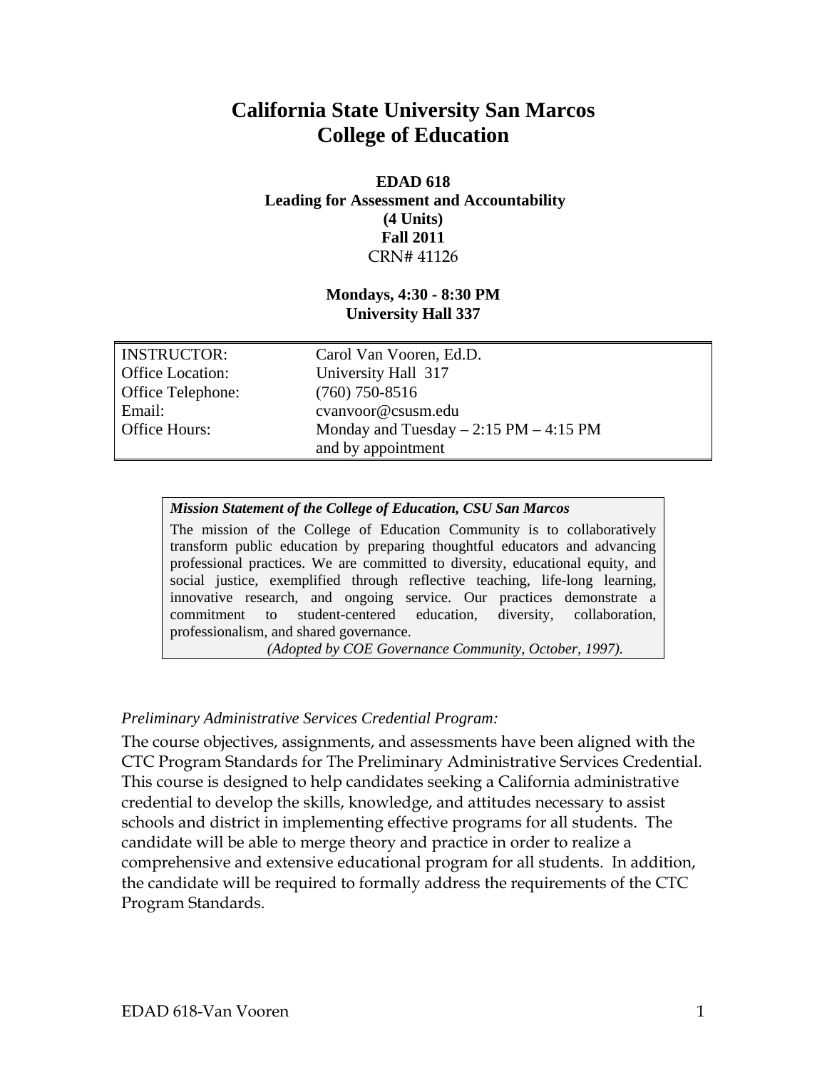# California State University San Marcos
# College of Education

**EDAD 618**
**Leading for Assessment and Accountability**
**(4 Units)**
**Fall 2011**
CRN# 41126

**Mondays, 4:30 - 8:30 PM**
**University Hall 337**

| | |
|---|---|
| INSTRUCTOR: | Carol Van Vooren, Ed.D. |
| Office Location: | University Hall 317 |
| Office Telephone: | (760) 750-8516 |
| Email: | cvanvoor@csusm.edu |
| Office Hours: | Monday and Tuesday – 2:15 PM – 4:15 PM<br>and by appointment |

***Mission Statement of the College of Education, CSU San Marcos***

The mission of the College of Education Community is to collaboratively transform public education by preparing thoughtful educators and advancing professional practices. We are committed to diversity, educational equity, and social justice, exemplified through reflective teaching, life-long learning, innovative research, and ongoing service. Our practices demonstrate a commitment to student-centered education, diversity, collaboration, professionalism, and shared governance.

*(Adopted by COE Governance Community, October, 1997).*

*Preliminary Administrative Services Credential Program:*

The course objectives, assignments, and assessments have been aligned with the CTC Program Standards for The Preliminary Administrative Services Credential. This course is designed to help candidates seeking a California administrative credential to develop the skills, knowledge, and attitudes necessary to assist schools and district in implementing effective programs for all students. The candidate will be able to merge theory and practice in order to realize a comprehensive and extensive educational program for all students. In addition, the candidate will be required to formally address the requirements of the CTC Program Standards.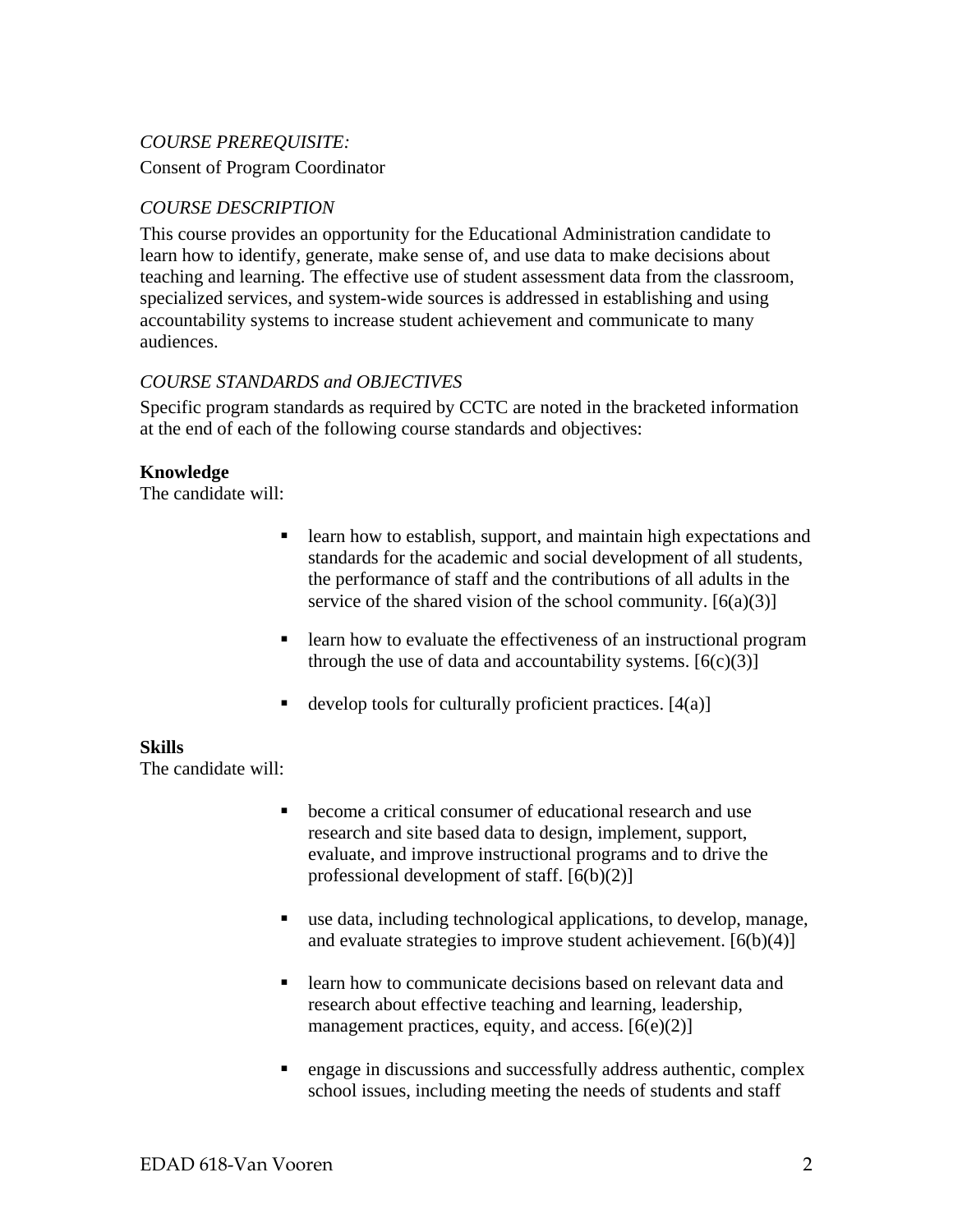*COURSE PREREQUISITE:*

Consent of Program Coordinator

*COURSE DESCRIPTION*

This course provides an opportunity for the Educational Administration candidate to learn how to identify, generate, make sense of, and use data to make decisions about teaching and learning. The effective use of student assessment data from the classroom, specialized services, and system-wide sources is addressed in establishing and using accountability systems to increase student achievement and communicate to many audiences.

*COURSE STANDARDS and OBJECTIVES*

Specific program standards as required by CCTC are noted in the bracketed information at the end of each of the following course standards and objectives:

**Knowledge**

The candidate will:

- learn how to establish, support, and maintain high expectations and standards for the academic and social development of all students, the performance of staff and the contributions of all adults in the service of the shared vision of the school community. [6(a)(3)]

- learn how to evaluate the effectiveness of an instructional program through the use of data and accountability systems. [6(c)(3)]

- develop tools for culturally proficient practices. [4(a)]

**Skills**

The candidate will:

- become a critical consumer of educational research and use research and site based data to design, implement, support, evaluate, and improve instructional programs and to drive the professional development of staff. [6(b)(2)]

- use data, including technological applications, to develop, manage, and evaluate strategies to improve student achievement. [6(b)(4)]

- learn how to communicate decisions based on relevant data and research about effective teaching and learning, leadership, management practices, equity, and access. [6(e)(2)]

- engage in discussions and successfully address authentic, complex school issues, including meeting the needs of students and staff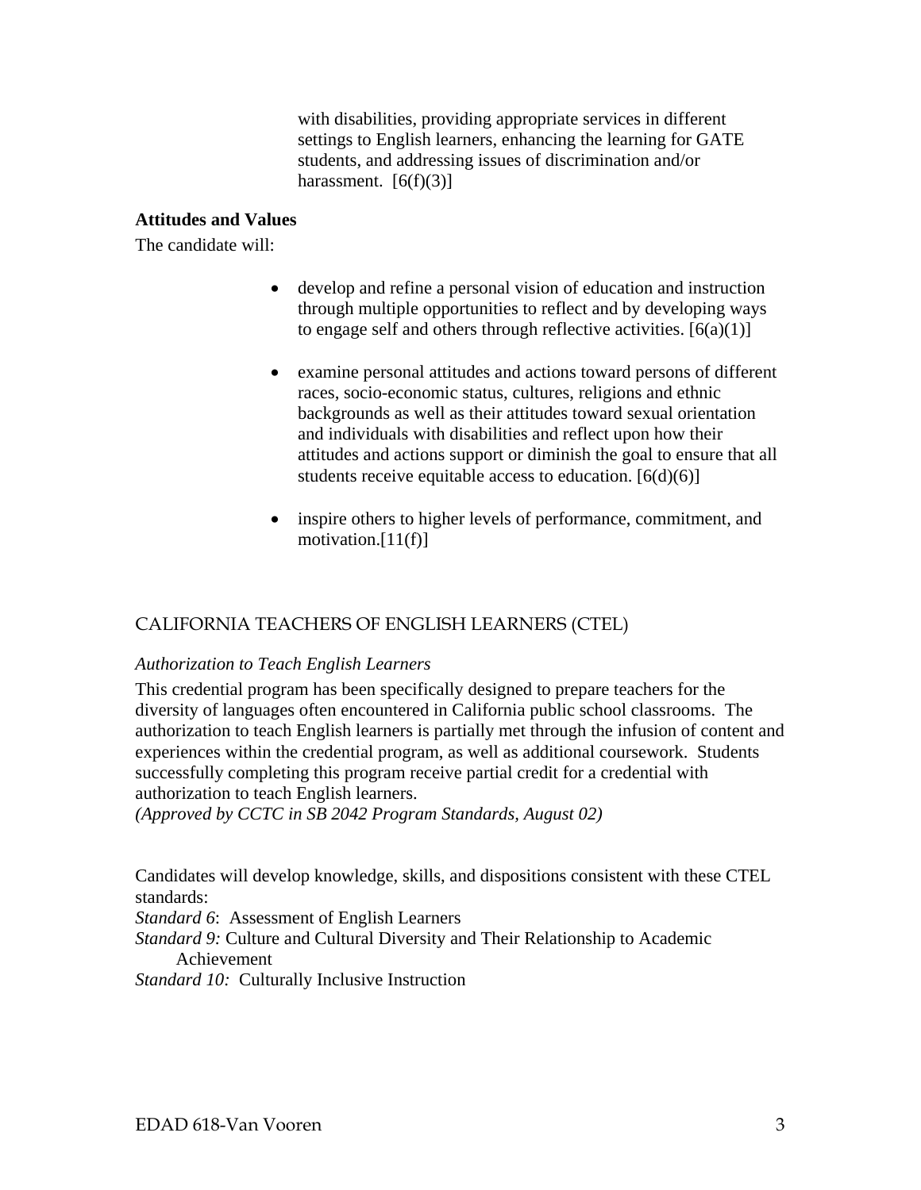with disabilities, providing appropriate services in different settings to English learners, enhancing the learning for GATE students, and addressing issues of discrimination and/or harassment. [6(f)(3)]

**Attitudes and Values**

The candidate will:

- develop and refine a personal vision of education and instruction through multiple opportunities to reflect and by developing ways to engage self and others through reflective activities. [6(a)(1)]
- examine personal attitudes and actions toward persons of different races, socio-economic status, cultures, religions and ethnic backgrounds as well as their attitudes toward sexual orientation and individuals with disabilities and reflect upon how their attitudes and actions support or diminish the goal to ensure that all students receive equitable access to education. [6(d)(6)]
- inspire others to higher levels of performance, commitment, and motivation.[11(f)]

## CALIFORNIA TEACHERS OF ENGLISH LEARNERS (CTEL)

*Authorization to Teach English Learners*

This credential program has been specifically designed to prepare teachers for the diversity of languages often encountered in California public school classrooms. The authorization to teach English learners is partially met through the infusion of content and experiences within the credential program, as well as additional coursework. Students successfully completing this program receive partial credit for a credential with authorization to teach English learners.
*(Approved by CCTC in SB 2042 Program Standards, August 02)*

Candidates will develop knowledge, skills, and dispositions consistent with these CTEL standards:

*Standard 6*: Assessment of English Learners
*Standard 9:* Culture and Cultural Diversity and Their Relationship to Academic Achievement
*Standard 10:* Culturally Inclusive Instruction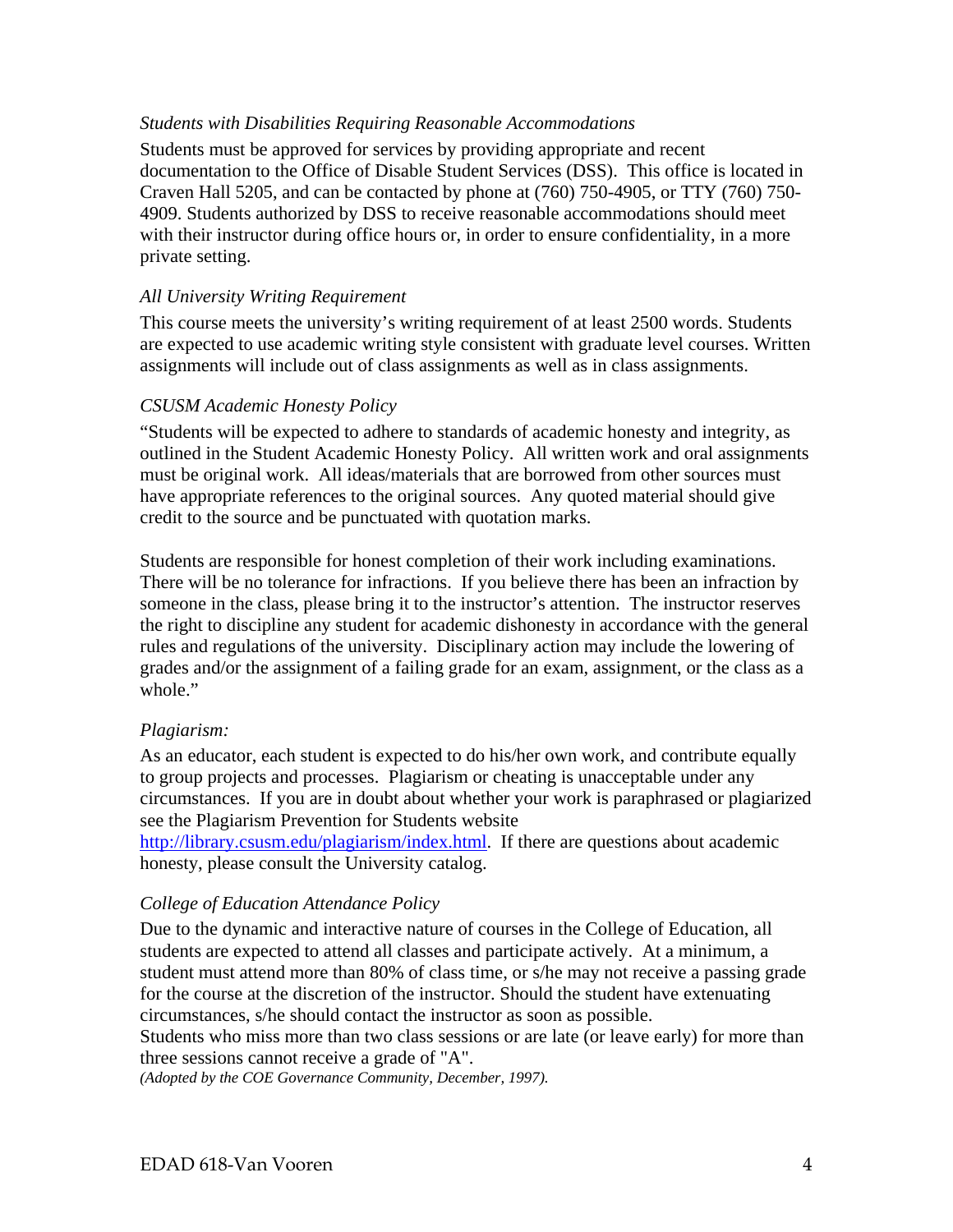*Students with Disabilities Requiring Reasonable Accommodations*

Students must be approved for services by providing appropriate and recent documentation to the Office of Disable Student Services (DSS). This office is located in Craven Hall 5205, and can be contacted by phone at (760) 750-4905, or TTY (760) 750-4909. Students authorized by DSS to receive reasonable accommodations should meet with their instructor during office hours or, in order to ensure confidentiality, in a more private setting.

*All University Writing Requirement*

This course meets the university's writing requirement of at least 2500 words. Students are expected to use academic writing style consistent with graduate level courses. Written assignments will include out of class assignments as well as in class assignments.

*CSUSM Academic Honesty Policy*

"Students will be expected to adhere to standards of academic honesty and integrity, as outlined in the Student Academic Honesty Policy. All written work and oral assignments must be original work. All ideas/materials that are borrowed from other sources must have appropriate references to the original sources. Any quoted material should give credit to the source and be punctuated with quotation marks.

Students are responsible for honest completion of their work including examinations. There will be no tolerance for infractions. If you believe there has been an infraction by someone in the class, please bring it to the instructor's attention. The instructor reserves the right to discipline any student for academic dishonesty in accordance with the general rules and regulations of the university. Disciplinary action may include the lowering of grades and/or the assignment of a failing grade for an exam, assignment, or the class as a whole."

*Plagiarism:*

As an educator, each student is expected to do his/her own work, and contribute equally to group projects and processes. Plagiarism or cheating is unacceptable under any circumstances. If you are in doubt about whether your work is paraphrased or plagiarized see the Plagiarism Prevention for Students website [http://library.csusm.edu/plagiarism/index.html](http://library.csusm.edu/plagiarism/index.html). If there are questions about academic honesty, please consult the University catalog.

*College of Education Attendance Policy*

Due to the dynamic and interactive nature of courses in the College of Education, all students are expected to attend all classes and participate actively. At a minimum, a student must attend more than 80% of class time, or s/he may not receive a passing grade for the course at the discretion of the instructor. Should the student have extenuating circumstances, s/he should contact the instructor as soon as possible.
Students who miss more than two class sessions or are late (or leave early) for more than three sessions cannot receive a grade of "A".
*(Adopted by the COE Governance Community, December, 1997).*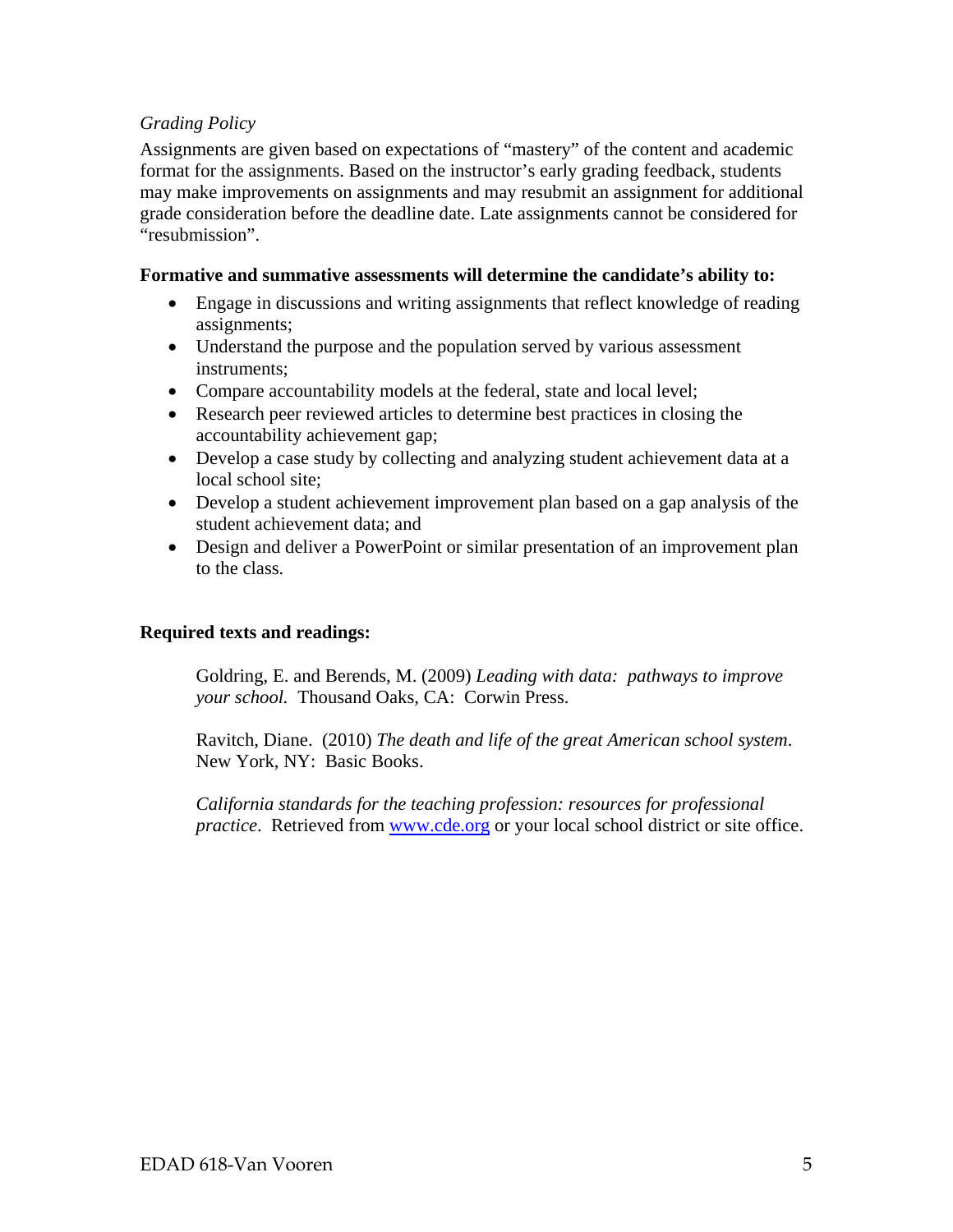*Grading Policy*

Assignments are given based on expectations of "mastery" of the content and academic format for the assignments. Based on the instructor's early grading feedback, students may make improvements on assignments and may resubmit an assignment for additional grade consideration before the deadline date. Late assignments cannot be considered for "resubmission".

**Formative and summative assessments will determine the candidate's ability to:**

- Engage in discussions and writing assignments that reflect knowledge of reading assignments;
- Understand the purpose and the population served by various assessment instruments;
- Compare accountability models at the federal, state and local level;
- Research peer reviewed articles to determine best practices in closing the accountability achievement gap;
- Develop a case study by collecting and analyzing student achievement data at a local school site;
- Develop a student achievement improvement plan based on a gap analysis of the student achievement data; and
- Design and deliver a PowerPoint or similar presentation of an improvement plan to the class.

**Required texts and readings:**

Goldring, E. and Berends, M. (2009) *Leading with data: pathways to improve your school.* Thousand Oaks, CA: Corwin Press.

Ravitch, Diane. (2010) *The death and life of the great American school system*. New York, NY: Basic Books.

*California standards for the teaching profession: resources for professional practice*. Retrieved from www.cde.org or your local school district or site office.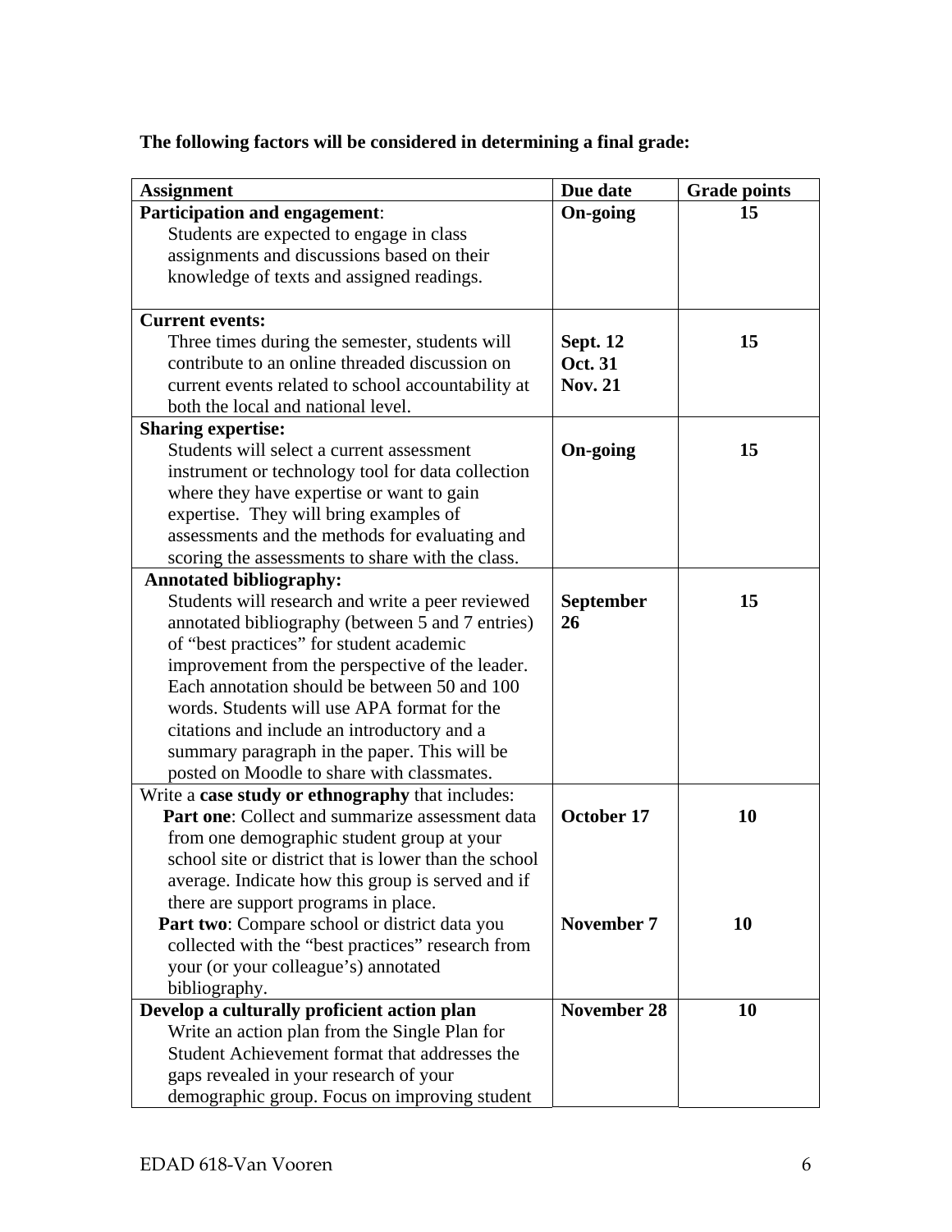**The following factors will be considered in determining a final grade:**

| Assignment | Due date | Grade points |
|---|---|---|
| **Participation and engagement**: Students are expected to engage in class assignments and discussions based on their knowledge of texts and assigned readings. | **On-going** | **15** |
| **Current events:** Three times during the semester, students will contribute to an online threaded discussion on current events related to school accountability at both the local and national level. | **Sept. 12** **Oct. 31** **Nov. 21** | **15** |
| **Sharing expertise:** Students will select a current assessment instrument or technology tool for data collection where they have expertise or want to gain expertise. They will bring examples of assessments and the methods for evaluating and scoring the assessments to share with the class. | **On-going** | **15** |
| **Annotated bibliography:** Students will research and write a peer reviewed annotated bibliography (between 5 and 7 entries) of "best practices" for student academic improvement from the perspective of the leader. Each annotation should be between 50 and 100 words. Students will use APA format for the citations and include an introductory and a summary paragraph in the paper. This will be posted on Moodle to share with classmates. | **September 26** | **15** |
| Write a **case study or ethnography** that includes: **Part one**: Collect and summarize assessment data from one demographic student group at your school site or district that is lower than the school average. Indicate how this group is served and if there are support programs in place. | **October 17** | **10** |
| **Part two**: Compare school or district data you collected with the "best practices" research from your (or your colleague's) annotated bibliography. | **November 7** | **10** |
| **Develop a culturally proficient action plan** Write an action plan from the Single Plan for Student Achievement format that addresses the gaps revealed in your research of your demographic group. Focus on improving student | **November 28** | **10** |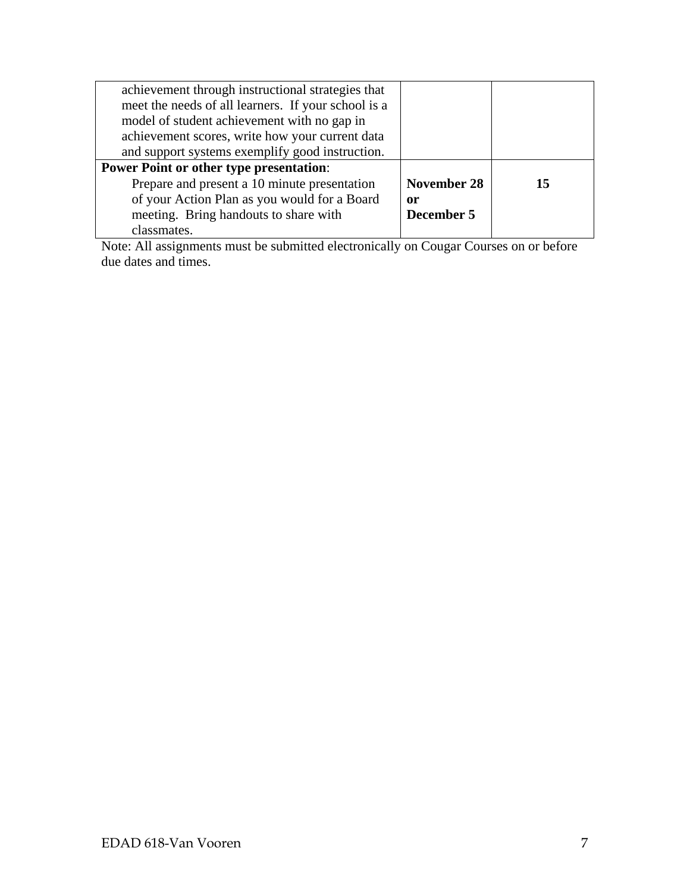| | | |
|---|---|---|
| achievement through instructional strategies that meet the needs of all learners. If your school is a model of student achievement with no gap in achievement scores, write how your current data and support systems exemplify good instruction. | | |
| **Power Point or other type presentation**: Prepare and present a 10 minute presentation of your Action Plan as you would for a Board meeting. Bring handouts to share with classmates. | **November 28 or December 5** | **15** |

Note: All assignments must be submitted electronically on Cougar Courses on or before due dates and times.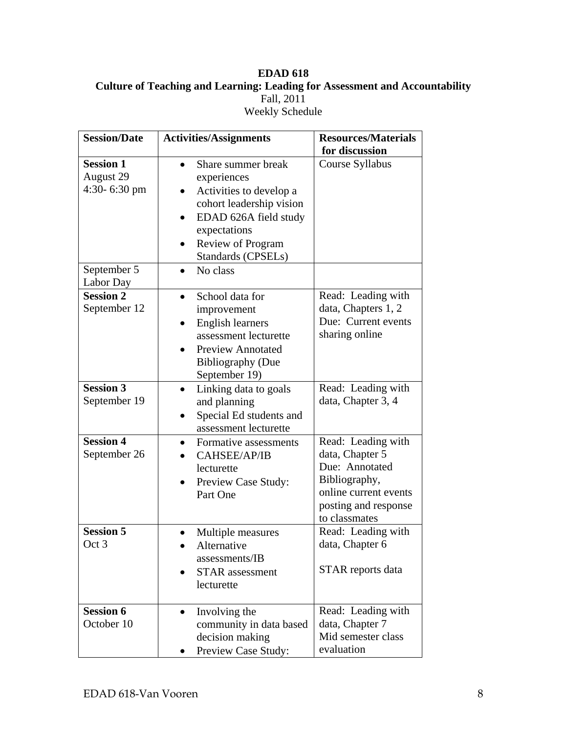**EDAD 618**
**Culture of Teaching and Learning: Leading for Assessment and Accountability**
Fall, 2011
Weekly Schedule

| **Session/Date** | **Activities/Assignments** | **Resources/Materials for discussion** |
|---|---|---|
| **Session 1** August 29 4:30- 6:30 pm | • Share summer break experiences<br>• Activities to develop a cohort leadership vision<br>• EDAD 626A field study expectations<br>• Review of Program Standards (CPSELs) | Course Syllabus |
| September 5 Labor Day | • No class | |
| **Session 2** September 12 | • School data for improvement<br>• English learners assessment lecturette<br>• Preview Annotated Bibliography (Due September 19) | Read: Leading with data, Chapters 1, 2<br>Due: Current events sharing online |
| **Session 3** September 19 | • Linking data to goals and planning<br>• Special Ed students and assessment lecturette | Read: Leading with data, Chapter 3, 4 |
| **Session 4** September 26 | • Formative assessments<br>• CAHSEE/AP/IB lecturette<br>• Preview Case Study: Part One | Read: Leading with data, Chapter 5<br>Due: Annotated Bibliography, online current events posting and response to classmates |
| **Session 5** Oct 3 | • Multiple measures<br>• Alternative assessments/IB<br>• STAR assessment lecturette | Read: Leading with data, Chapter 6<br><br>STAR reports data |
| **Session 6** October 10 | • Involving the community in data based decision making<br>• Preview Case Study: | Read: Leading with data, Chapter 7<br>Mid semester class evaluation |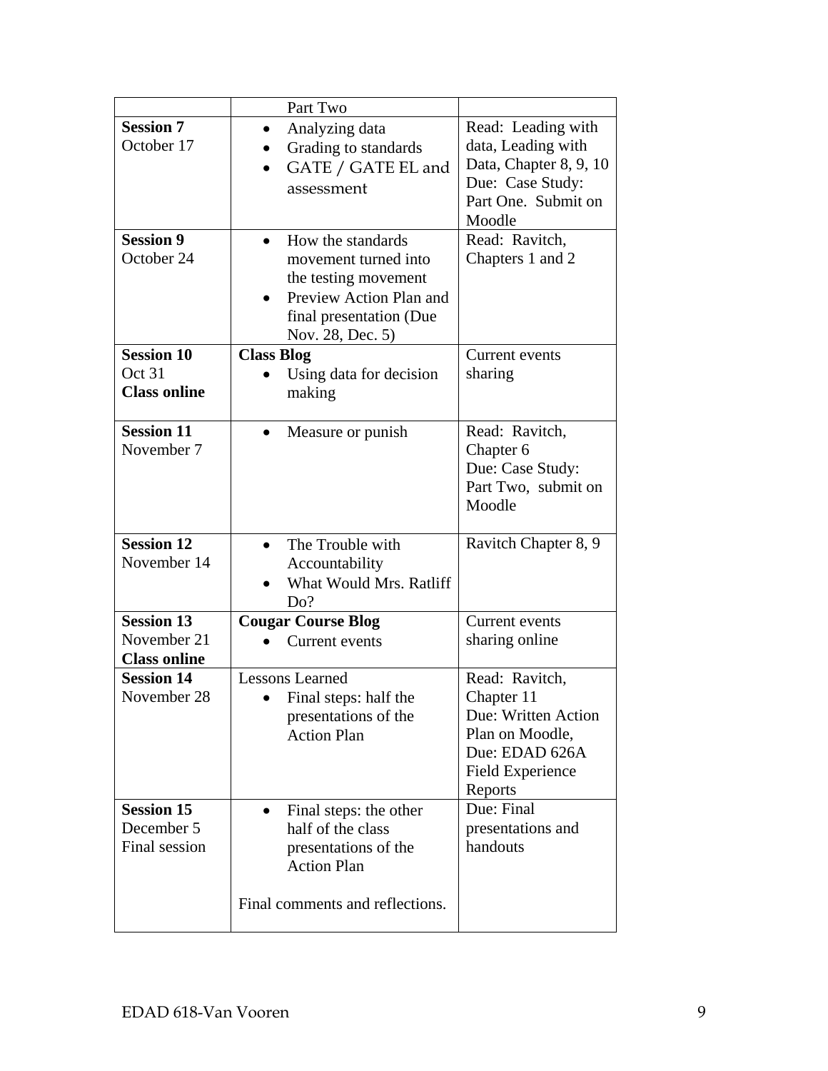| | | |
|---|---|---|
| | Part Two | |
| **Session 7**<br>October 17 | • Analyzing data<br>• Grading to standards<br>• GATE / GATE EL and assessment | Read: Leading with data, Leading with Data, Chapter 8, 9, 10<br>Due: Case Study: Part One. Submit on Moodle |
| **Session 9**<br>October 24 | • How the standards movement turned into the testing movement<br>• Preview Action Plan and final presentation (Due Nov. 28, Dec. 5) | Read: Ravitch, Chapters 1 and 2 |
| **Session 10**<br>Oct 31<br>**Class online** | **Class Blog**<br>• Using data for decision making | Current events sharing |
| **Session 11**<br>November 7 | • Measure or punish | Read: Ravitch, Chapter 6<br>Due: Case Study: Part Two, submit on Moodle |
| **Session 12**<br>November 14 | • The Trouble with Accountability<br>• What Would Mrs. Ratliff Do? | Ravitch Chapter 8, 9 |
| **Session 13**<br>November 21<br>**Class online** | **Cougar Course Blog**<br>• Current events | Current events sharing online |
| **Session 14**<br>November 28 | Lessons Learned<br>• Final steps: half the presentations of the Action Plan | Read: Ravitch, Chapter 11<br>Due: Written Action Plan on Moodle,<br>Due: EDAD 626A Field Experience Reports |
| **Session 15**<br>December 5<br>Final session | • Final steps: the other half of the class presentations of the Action Plan<br><br>Final comments and reflections. | Due: Final presentations and handouts |